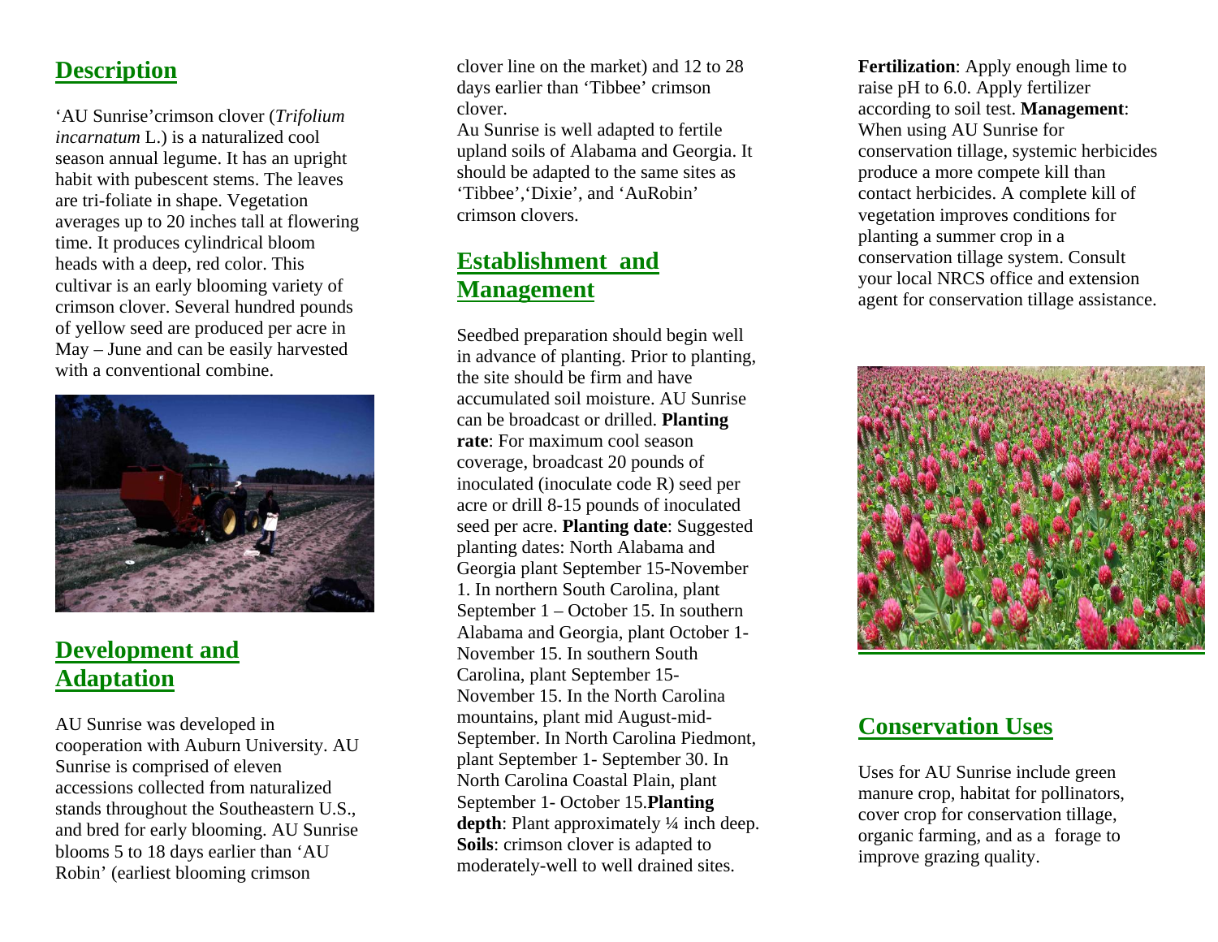## Description

'AU Sunrise'crimson clover (*Trifolium incarnatum* L.) is a naturalized cool season annual legume. It has an upright habit with pubescent stems. The leaves are tri-foliate in shape. Vegetation averages up to 20 inches tall at flowering time. It produces cylindrical bloom heads with a deep, red color. This cultivar is an early blooming variety of crimson clover. Several hundred pounds of yellow seed are produced per acre in May – June and can be easily harvested with a conventional combine.

## Development and Adaptation

AU Sunrise was developed in cooperation with Auburn University. AU Sunrise is comprised of eleven accessions collected from naturalized stands throughout the Southeastern U.S., and bred for early blooming. AU Sunrise blooms 5 to 18 days earlier than 'AU Robin' (earliest blooming crimson clover line on the market) and 12 to 28 days earlier than 'Tibbee' crimson clover.

Au Sunrise is well adapted to fertile upland soils of Alabama and Georgia. It should be adapted to the same sites as 'Tibbee','Dixie', and 'AuRobin' crimson clovers.

## Establishment and Management

Seedbed preparation should begin well in advance of planting. Prior to planting, the site should be firm and have accumulated soil moisture. AU Sunrise can be broadcast or drilled. **Planting rate**: For maximum cool season coverage, broadcast 20 pounds of inoculated (inoculate code R) seed per acre or drill 8-15 pounds of inoculated seed per acre. **Planting date**: Suggested planting dates: North Alabama and Georgia plant September 15-November 1. In northern South Carolina, plant September 1 – October 15. In southern Alabama and Georgia, plant October 1-November 15. In southern South Carolina, plant September 15-November 15. In the North Carolina mountains, plant mid August-mid-September. In North Carolina Piedmont, plant September 1- September 30. In North Carolina Coastal Plain, plant September 1- October 15.**Planting depth**: Plant approximately ¼ inch deep. **Soils**: crimson clover is adapted to moderately-well to well drained sites.

**Fertilization**: Apply enough lime to raise pH to 6.0. Apply fertilizer according to soil test. **Management**: When using AU Sunrise for conservation tillage, systemic herbicides produce a more compete kill than contact herbicides. A complete kill of vegetation improves conditions for planting a summer crop in a conservation tillage system. Consult your local NRCS office and extension agent for conservation tillage assistance.

## Conservation Uses

Uses for AU Sunrise include green manure crop, habitat for pollinators, cover crop for conservation tillage, organic farming, and as a forage to improve grazing quality.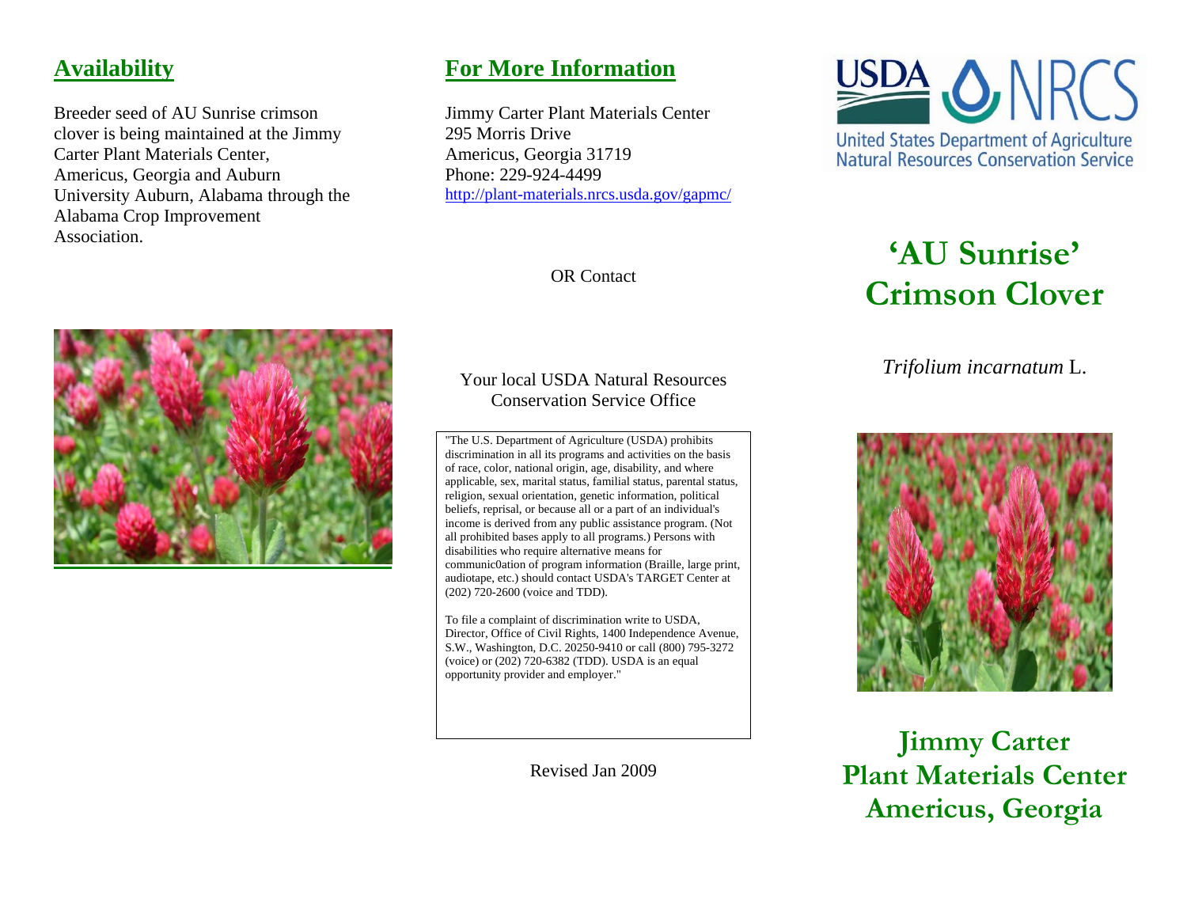## Availability

Breeder seed of AU Sunrise crimson clover is being maintained at the Jimmy Carter Plant Materials Center, Americus, Georgia and Auburn University Auburn, Alabama through the Alabama Crop Improvement Association.

## For More Information

Jimmy Carter Plant Materials Center
295 Morris Drive
Americus, Georgia 31719
Phone: 229-924-4499
http://plant-materials.nrcs.usda.gov/gapmc/

OR Contact

Your local USDA Natural Resources Conservation Service Office

"The U.S. Department of Agriculture (USDA) prohibits discrimination in all its programs and activities on the basis of race, color, national origin, age, disability, and where applicable, sex, marital status, familial status, parental status, religion, sexual orientation, genetic information, political beliefs, reprisal, or because all or a part of an individual's income is derived from any public assistance program. (Not all prohibited bases apply to all programs.) Persons with disabilities who require alternative means for communic0ation of program information (Braille, large print, audiotape, etc.) should contact USDA's TARGET Center at (202) 720-2600 (voice and TDD).

To file a complaint of discrimination write to USDA, Director, Office of Civil Rights, 1400 Independence Avenue, S.W., Washington, D.C. 20250-9410 or call (800) 795-3272 (voice) or (202) 720-6382 (TDD). USDA is an equal opportunity provider and employer."

Revised Jan 2009

USDA NRCS
United States Department of Agriculture
Natural Resources Conservation Service

# 'AU Sunrise' Crimson Clover

*Trifolium incarnatum* L.

**Jimmy Carter Plant Materials Center Americus, Georgia**